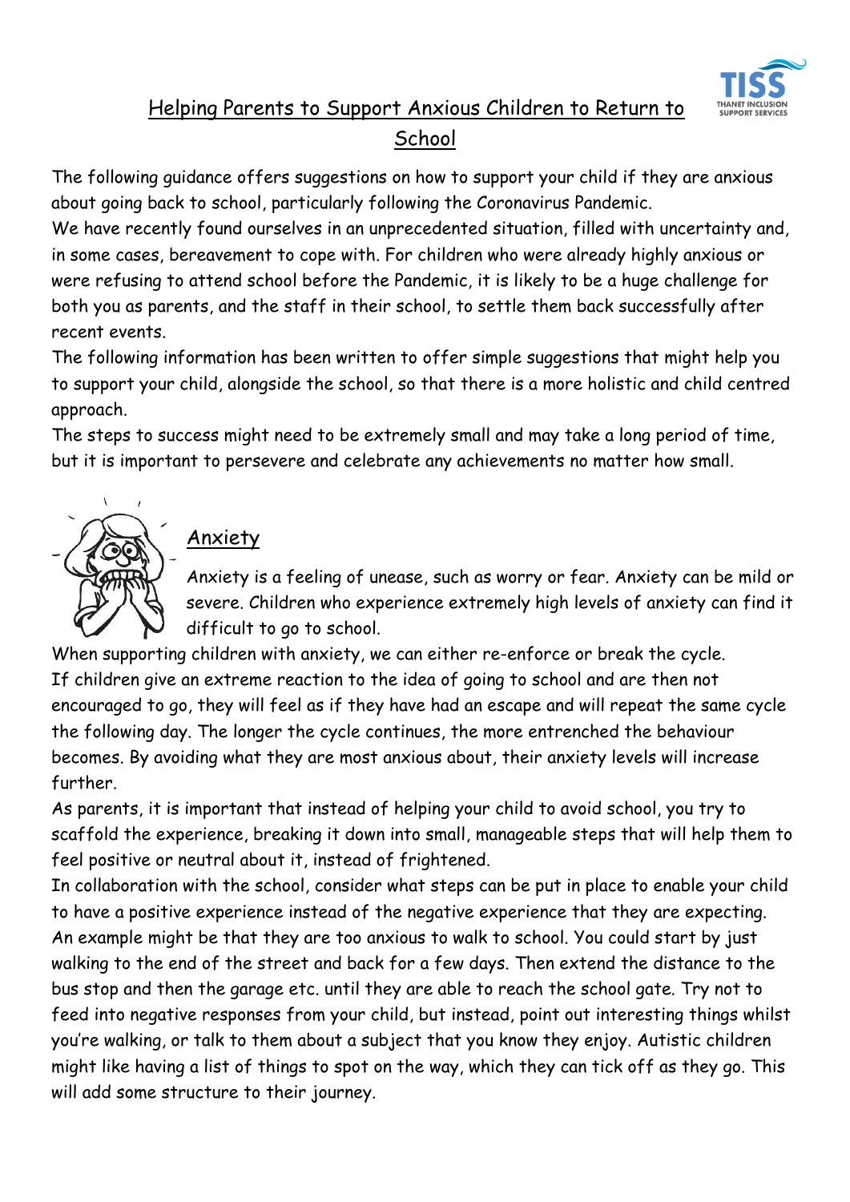# Helping Parents to Support Anxious Children to Return to School

The following guidance offers suggestions on how to support your child if they are anxious about going back to school, particularly following the Coronavirus Pandemic.

We have recently found ourselves in an unprecedented situation, filled with uncertainty and, in some cases, bereavement to cope with. For children who were already highly anxious or were refusing to attend school before the Pandemic, it is likely to be a huge challenge for both you as parents, and the staff in their school, to settle them back successfully after recent events.

The following information has been written to offer simple suggestions that might help you to support your child, alongside the school, so that there is a more holistic and child centred approach.

The steps to success might need to be extremely small and may take a long period of time, but it is important to persevere and celebrate any achievements no matter how small.

## Anxiety

Anxiety is a feeling of unease, such as worry or fear. Anxiety can be mild or severe. Children who experience extremely high levels of anxiety can find it difficult to go to school.

When supporting children with anxiety, we can either re-enforce or break the cycle.

If children give an extreme reaction to the idea of going to school and are then not encouraged to go, they will feel as if they have had an escape and will repeat the same cycle the following day. The longer the cycle continues, the more entrenched the behaviour becomes. By avoiding what they are most anxious about, their anxiety levels will increase further.

As parents, it is important that instead of helping your child to avoid school, you try to scaffold the experience, breaking it down into small, manageable steps that will help them to feel positive or neutral about it, instead of frightened.

In collaboration with the school, consider what steps can be put in place to enable your child to have a positive experience instead of the negative experience that they are expecting.

An example might be that they are too anxious to walk to school. You could start by just walking to the end of the street and back for a few days. Then extend the distance to the bus stop and then the garage etc. until they are able to reach the school gate. Try not to feed into negative responses from your child, but instead, point out interesting things whilst you're walking, or talk to them about a subject that you know they enjoy. Autistic children might like having a list of things to spot on the way, which they can tick off as they go. This will add some structure to their journey.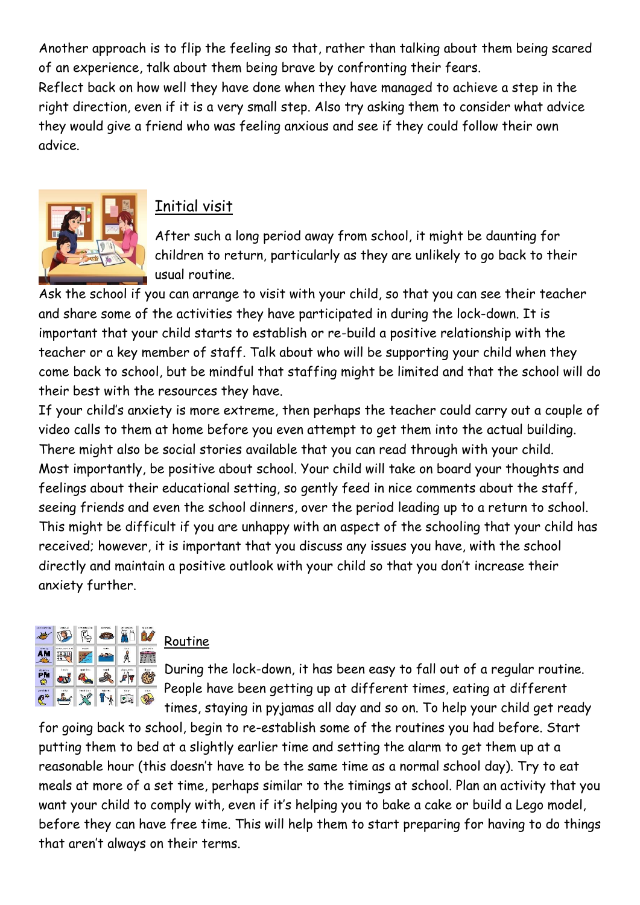Another approach is to flip the feeling so that, rather than talking about them being scared of an experience, talk about them being brave by confronting their fears.
Reflect back on how well they have done when they have managed to achieve a step in the right direction, even if it is a very small step. Also try asking them to consider what advice they would give a friend who was feeling anxious and see if they could follow their own advice.

## Initial visit

After such a long period away from school, it might be daunting for children to return, particularly as they are unlikely to go back to their usual routine.
Ask the school if you can arrange to visit with your child, so that you can see their teacher and share some of the activities they have participated in during the lock-down. It is important that your child starts to establish or re-build a positive relationship with the teacher or a key member of staff. Talk about who will be supporting your child when they come back to school, but be mindful that staffing might be limited and that the school will do their best with the resources they have.
If your child's anxiety is more extreme, then perhaps the teacher could carry out a couple of video calls to them at home before you even attempt to get them into the actual building.
There might also be social stories available that you can read through with your child.
Most importantly, be positive about school. Your child will take on board your thoughts and feelings about their educational setting, so gently feed in nice comments about the staff, seeing friends and even the school dinners, over the period leading up to a return to school. This might be difficult if you are unhappy with an aspect of the schooling that your child has received; however, it is important that you discuss any issues you have, with the school directly and maintain a positive outlook with your child so that you don't increase their anxiety further.

## Routine

During the lock-down, it has been easy to fall out of a regular routine. People have been getting up at different times, eating at different times, staying in pyjamas all day and so on. To help your child get ready for going back to school, begin to re-establish some of the routines you had before. Start putting them to bed at a slightly earlier time and setting the alarm to get them up at a reasonable hour (this doesn't have to be the same time as a normal school day). Try to eat meals at more of a set time, perhaps similar to the timings at school. Plan an activity that you want your child to comply with, even if it's helping you to bake a cake or build a Lego model, before they can have free time. This will help them to start preparing for having to do things that aren't always on their terms.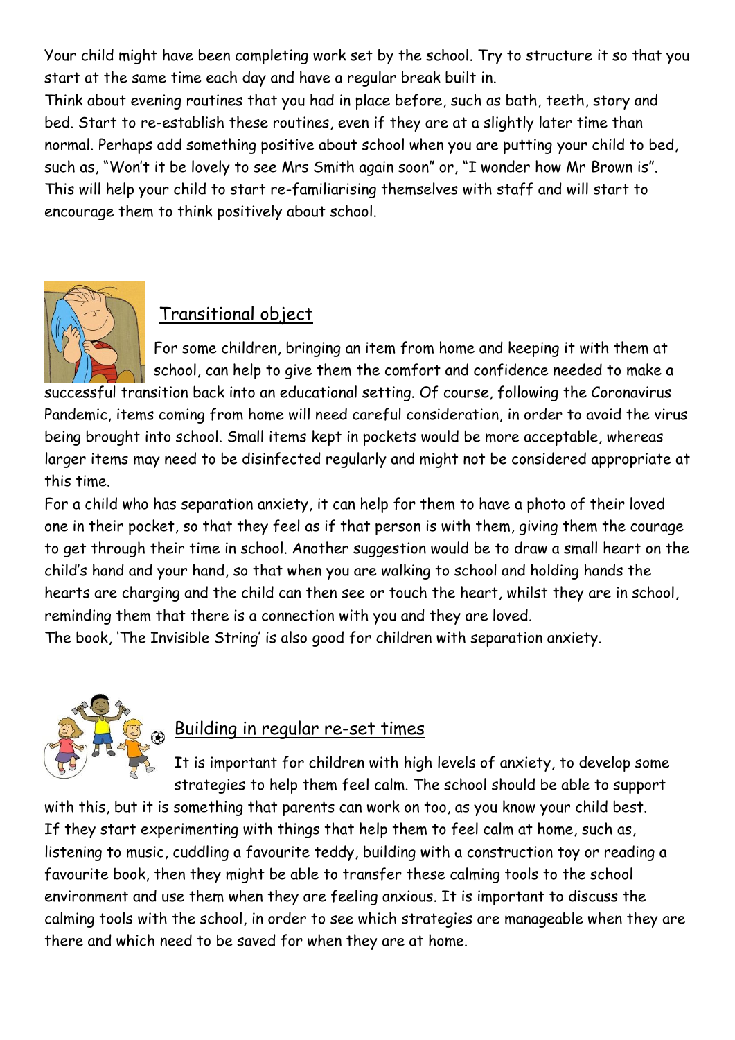Your child might have been completing work set by the school. Try to structure it so that you start at the same time each day and have a regular break built in.

Think about evening routines that you had in place before, such as bath, teeth, story and bed. Start to re-establish these routines, even if they are at a slightly later time than normal. Perhaps add something positive about school when you are putting your child to bed, such as, "Won't it be lovely to see Mrs Smith again soon" or, "I wonder how Mr Brown is". This will help your child to start re-familiarising themselves with staff and will start to encourage them to think positively about school.

## Transitional object

For some children, bringing an item from home and keeping it with them at school, can help to give them the comfort and confidence needed to make a successful transition back into an educational setting. Of course, following the Coronavirus Pandemic, items coming from home will need careful consideration, in order to avoid the virus being brought into school. Small items kept in pockets would be more acceptable, whereas larger items may need to be disinfected regularly and might not be considered appropriate at this time.

For a child who has separation anxiety, it can help for them to have a photo of their loved one in their pocket, so that they feel as if that person is with them, giving them the courage to get through their time in school. Another suggestion would be to draw a small heart on the child's hand and your hand, so that when you are walking to school and holding hands the hearts are charging and the child can then see or touch the heart, whilst they are in school, reminding them that there is a connection with you and they are loved.

The book, 'The Invisible String' is also good for children with separation anxiety.

## Building in regular re-set times

It is important for children with high levels of anxiety, to develop some strategies to help them feel calm. The school should be able to support with this, but it is something that parents can work on too, as you know your child best. If they start experimenting with things that help them to feel calm at home, such as, listening to music, cuddling a favourite teddy, building with a construction toy or reading a favourite book, then they might be able to transfer these calming tools to the school environment and use them when they are feeling anxious. It is important to discuss the calming tools with the school, in order to see which strategies are manageable when they are there and which need to be saved for when they are at home.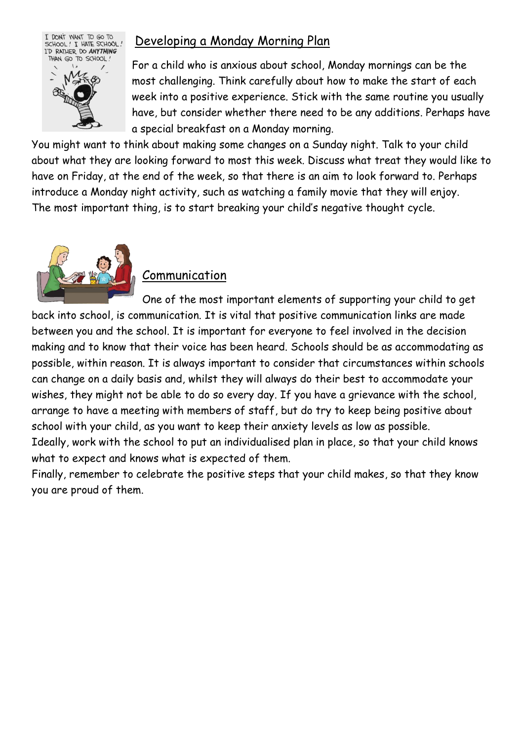## Developing a Monday Morning Plan

For a child who is anxious about school, Monday mornings can be the most challenging. Think carefully about how to make the start of each week into a positive experience. Stick with the same routine you usually have, but consider whether there need to be any additions. Perhaps have a special breakfast on a Monday morning.

You might want to think about making some changes on a Sunday night. Talk to your child about what they are looking forward to most this week. Discuss what treat they would like to have on Friday, at the end of the week, so that there is an aim to look forward to. Perhaps introduce a Monday night activity, such as watching a family movie that they will enjoy.

The most important thing, is to start breaking your child's negative thought cycle.

## Communication

One of the most important elements of supporting your child to get back into school, is communication. It is vital that positive communication links are made between you and the school. It is important for everyone to feel involved in the decision making and to know that their voice has been heard. Schools should be as accommodating as possible, within reason. It is always important to consider that circumstances within schools can change on a daily basis and, whilst they will always do their best to accommodate your wishes, they might not be able to do so every day. If you have a grievance with the school, arrange to have a meeting with members of staff, but do try to keep being positive about school with your child, as you want to keep their anxiety levels as low as possible.

Ideally, work with the school to put an individualised plan in place, so that your child knows what to expect and knows what is expected of them.

Finally, remember to celebrate the positive steps that your child makes, so that they know you are proud of them.